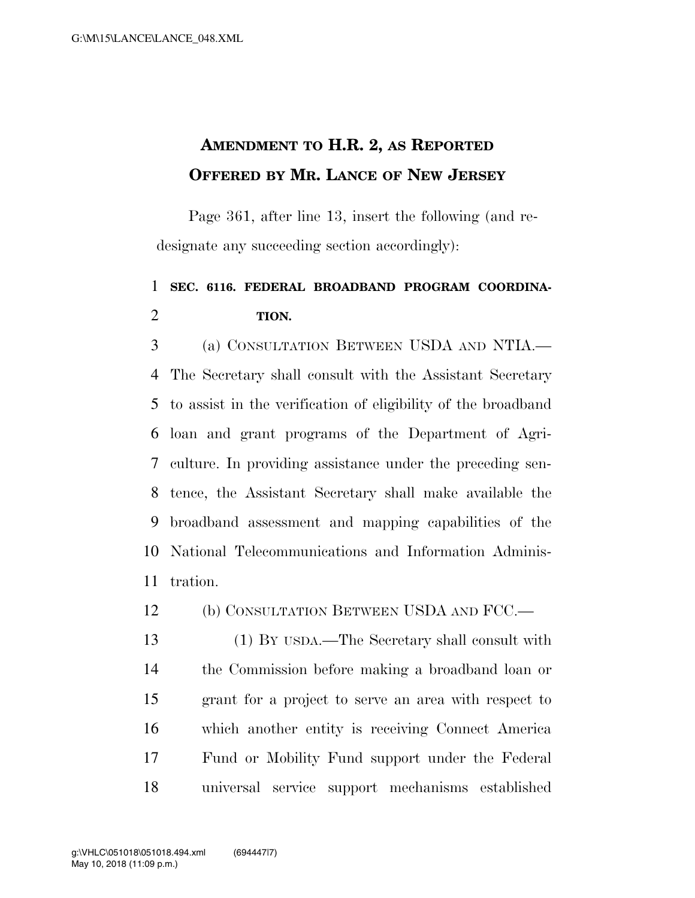# Amendment to H.R. 2, as Reported Offered by Mr. Lance of New Jersey

Page 361, after line 13, insert the following (and redesignate any succeeding section accordingly):

**SEC. 6116. FEDERAL BROADBAND PROGRAM COORDINATION.**

(a) CONSULTATION BETWEEN USDA AND NTIA.—The Secretary shall consult with the Assistant Secretary to assist in the verification of eligibility of the broadband loan and grant programs of the Department of Agriculture. In providing assistance under the preceding sentence, the Assistant Secretary shall make available the broadband assessment and mapping capabilities of the National Telecommunications and Information Administration.

(b) CONSULTATION BETWEEN USDA AND FCC.—

(1) BY USDA.—The Secretary shall consult with the Commission before making a broadband loan or grant for a project to serve an area with respect to which another entity is receiving Connect America Fund or Mobility Fund support under the Federal universal service support mechanisms established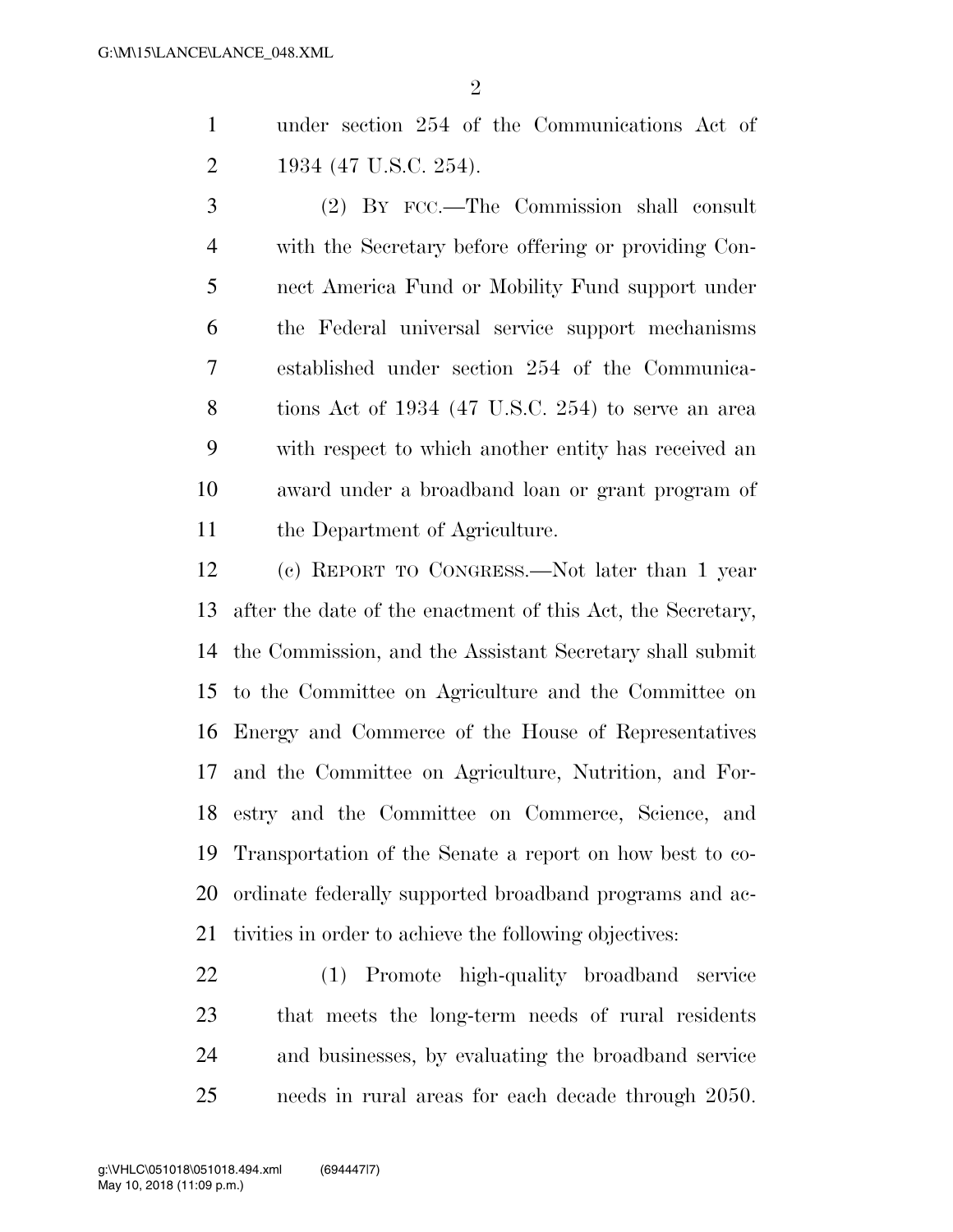under section 254 of the Communications Act of 1934 (47 U.S.C. 254).

(2) BY FCC.—The Commission shall consult with the Secretary before offering or providing Connect America Fund or Mobility Fund support under the Federal universal service support mechanisms established under section 254 of the Communications Act of 1934 (47 U.S.C. 254) to serve an area with respect to which another entity has received an award under a broadband loan or grant program of the Department of Agriculture.

(c) REPORT TO CONGRESS.—Not later than 1 year after the date of the enactment of this Act, the Secretary, the Commission, and the Assistant Secretary shall submit to the Committee on Agriculture and the Committee on Energy and Commerce of the House of Representatives and the Committee on Agriculture, Nutrition, and Forestry and the Committee on Commerce, Science, and Transportation of the Senate a report on how best to coordinate federally supported broadband programs and activities in order to achieve the following objectives:

(1) Promote high-quality broadband service that meets the long-term needs of rural residents and businesses, by evaluating the broadband service needs in rural areas for each decade through 2050.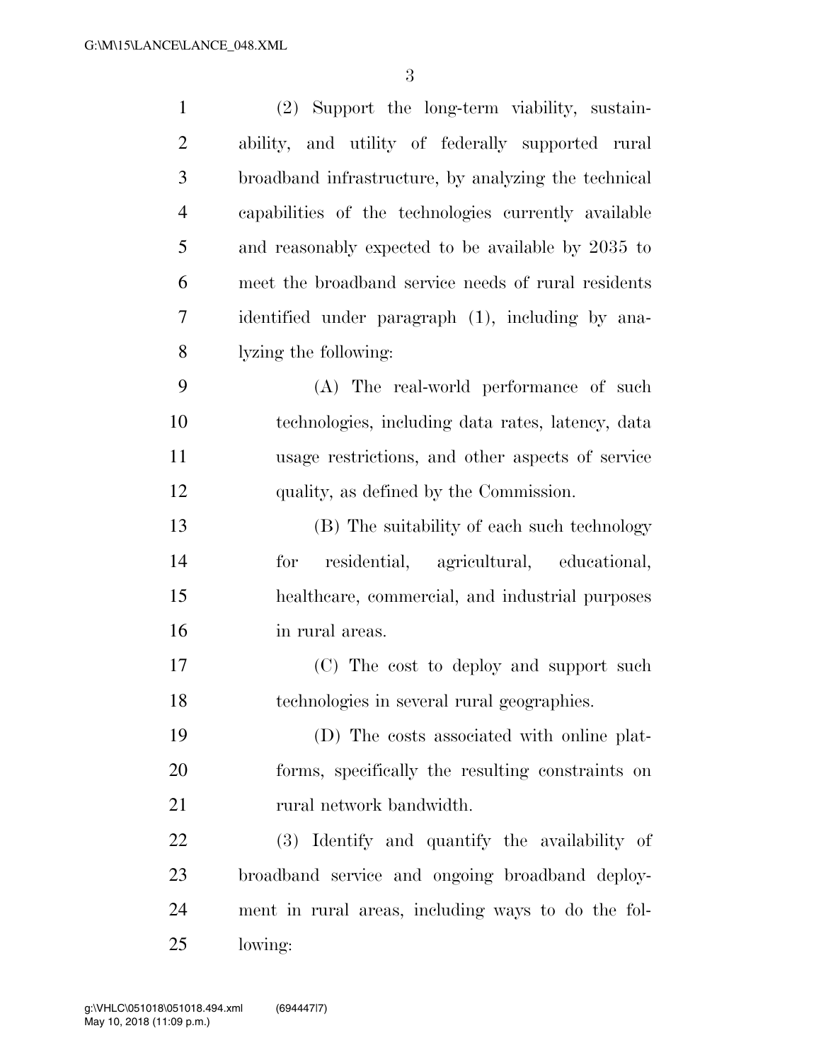(2) Support the long-term viability, sustainability, and utility of federally supported rural broadband infrastructure, by analyzing the technical capabilities of the technologies currently available and reasonably expected to be available by 2035 to meet the broadband service needs of rural residents identified under paragraph (1), including by analyzing the following:

(A) The real-world performance of such technologies, including data rates, latency, data usage restrictions, and other aspects of service quality, as defined by the Commission.

(B) The suitability of each such technology for residential, agricultural, educational, healthcare, commercial, and industrial purposes in rural areas.

(C) The cost to deploy and support such technologies in several rural geographies.

(D) The costs associated with online platforms, specifically the resulting constraints on rural network bandwidth.

(3) Identify and quantify the availability of broadband service and ongoing broadband deployment in rural areas, including ways to do the following: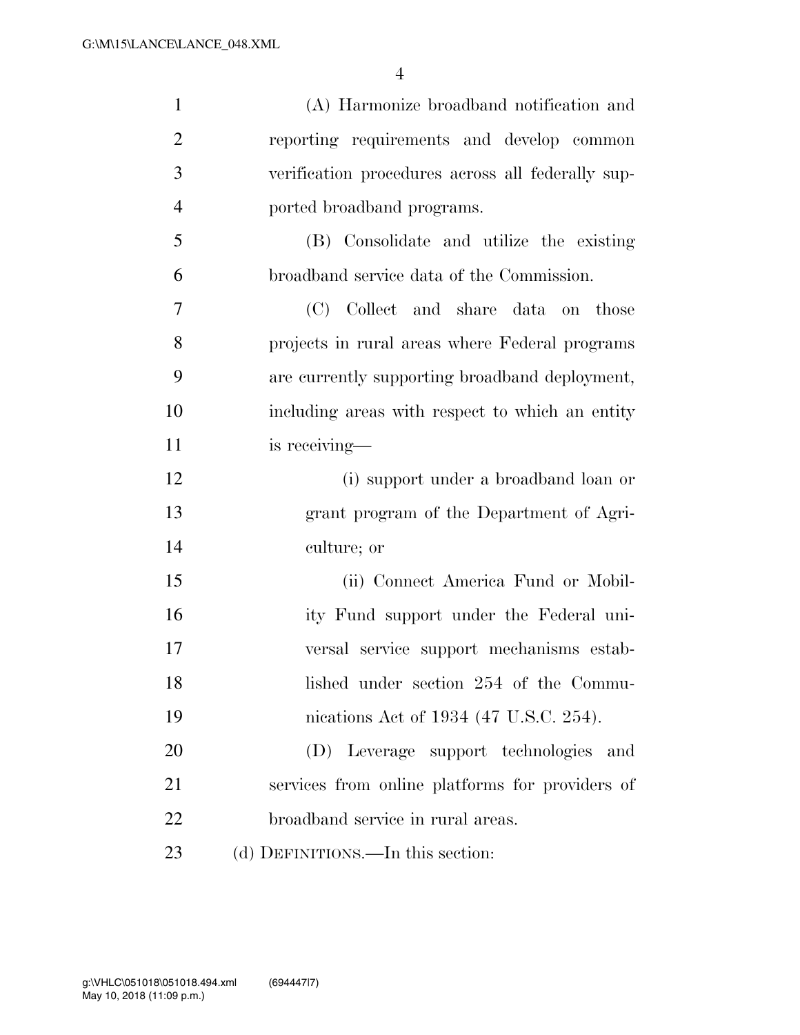(A) Harmonize broadband notification and reporting requirements and develop common verification procedures across all federally supported broadband programs.

(B) Consolidate and utilize the existing broadband service data of the Commission.

(C) Collect and share data on those projects in rural areas where Federal programs are currently supporting broadband deployment, including areas with respect to which an entity is receiving—

(i) support under a broadband loan or grant program of the Department of Agriculture; or

(ii) Connect America Fund or Mobility Fund support under the Federal universal service support mechanisms established under section 254 of the Communications Act of 1934 (47 U.S.C. 254).

(D) Leverage support technologies and services from online platforms for providers of broadband service in rural areas.

(d) DEFINITIONS.—In this section: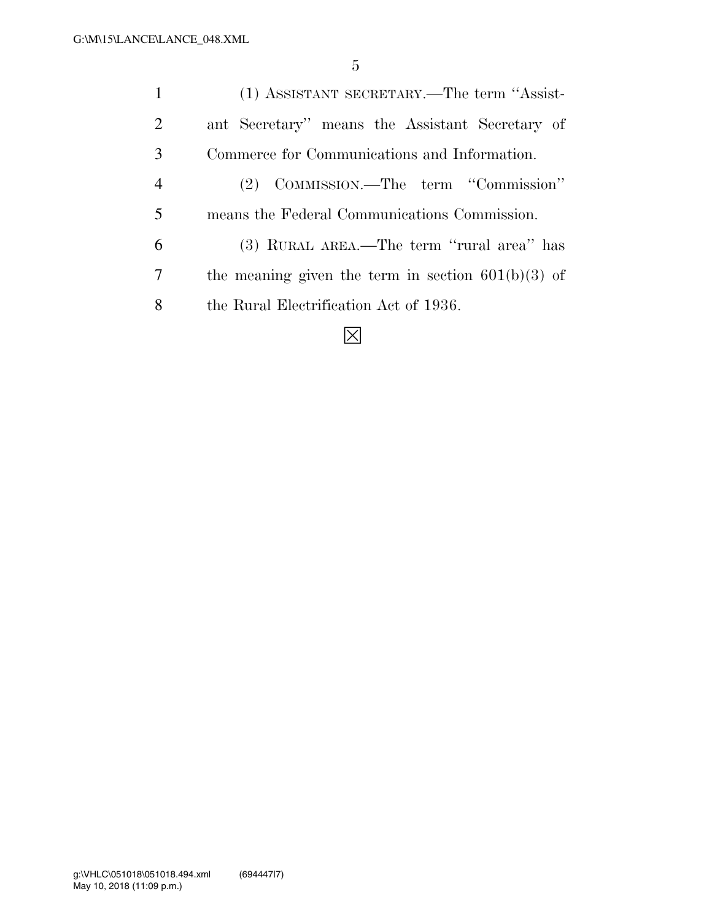(1) ASSISTANT SECRETARY.—The term "Assistant Secretary" means the Assistant Secretary of Commerce for Communications and Information.

(2) COMMISSION.—The term "Commission" means the Federal Communications Commission.

(3) RURAL AREA.—The term "rural area" has the meaning given the term in section 601(b)(3) of the Rural Electrification Act of 1936.